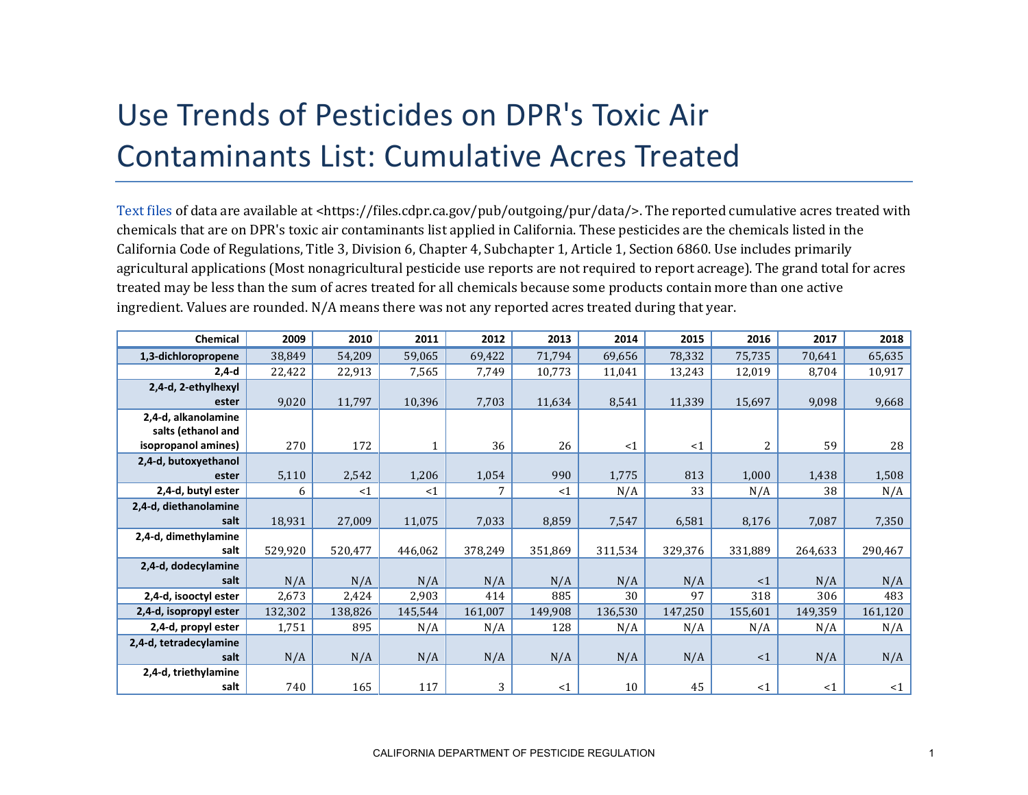# Use Trends of Pesticides on DPR's Toxic Air Contaminants List: Cumulative Acres Treated

Text files of data are available at <https://files.cdpr.ca.gov/pub/outgoing/pur/data/>. The reported cumulative acres treated with chemicals that are on DPR's toxic air contaminants list applied in California. These pesticides are the chemicals listed in the California Code of Regulations, Title 3, Division 6, Chapter 4, Subchapter 1, Article 1, Section 6860. Use includes primarily agricultural applications (Most nonagricultural pesticide use reports are not required to report acreage). The grand total for acres treated may be less than the sum of acres treated for all chemicals because some products contain more than one active ingredient. Values are rounded. N/A means there was not any reported acres treated during that year.

| Chemical | 2009 | 2010 | 2011 | 2012 | 2013 | 2014 | 2015 | 2016 | 2017 | 2018 |
|---|---|---|---|---|---|---|---|---|---|---|
| 1,3-dichloropropene | 38,849 | 54,209 | 59,065 | 69,422 | 71,794 | 69,656 | 78,332 | 75,735 | 70,641 | 65,635 |
| 2,4-d | 22,422 | 22,913 | 7,565 | 7,749 | 10,773 | 11,041 | 13,243 | 12,019 | 8,704 | 10,917 |
| 2,4-d, 2-ethylhexyl ester | 9,020 | 11,797 | 10,396 | 7,703 | 11,634 | 8,541 | 11,339 | 15,697 | 9,098 | 9,668 |
| 2,4-d, alkanolamine salts (ethanol and isopropanol amines) | 270 | 172 | 1 | 36 | 26 | <1 | <1 | 2 | 59 | 28 |
| 2,4-d, butoxyethanol ester | 5,110 | 2,542 | 1,206 | 1,054 | 990 | 1,775 | 813 | 1,000 | 1,438 | 1,508 |
| 2,4-d, butyl ester | 6 | <1 | <1 | 7 | <1 | N/A | 33 | N/A | 38 | N/A |
| 2,4-d, diethanolamine salt | 18,931 | 27,009 | 11,075 | 7,033 | 8,859 | 7,547 | 6,581 | 8,176 | 7,087 | 7,350 |
| 2,4-d, dimethylamine salt | 529,920 | 520,477 | 446,062 | 378,249 | 351,869 | 311,534 | 329,376 | 331,889 | 264,633 | 290,467 |
| 2,4-d, dodecylamine salt | N/A | N/A | N/A | N/A | N/A | N/A | N/A | <1 | N/A | N/A |
| 2,4-d, isooctyl ester | 2,673 | 2,424 | 2,903 | 414 | 885 | 30 | 97 | 318 | 306 | 483 |
| 2,4-d, isopropyl ester | 132,302 | 138,826 | 145,544 | 161,007 | 149,908 | 136,530 | 147,250 | 155,601 | 149,359 | 161,120 |
| 2,4-d, propyl ester | 1,751 | 895 | N/A | N/A | 128 | N/A | N/A | N/A | N/A | N/A |
| 2,4-d, tetradecylamine salt | N/A | N/A | N/A | N/A | N/A | N/A | N/A | <1 | N/A | N/A |
| 2,4-d, triethylamine salt | 740 | 165 | 117 | 3 | <1 | 10 | 45 | <1 | <1 | <1 |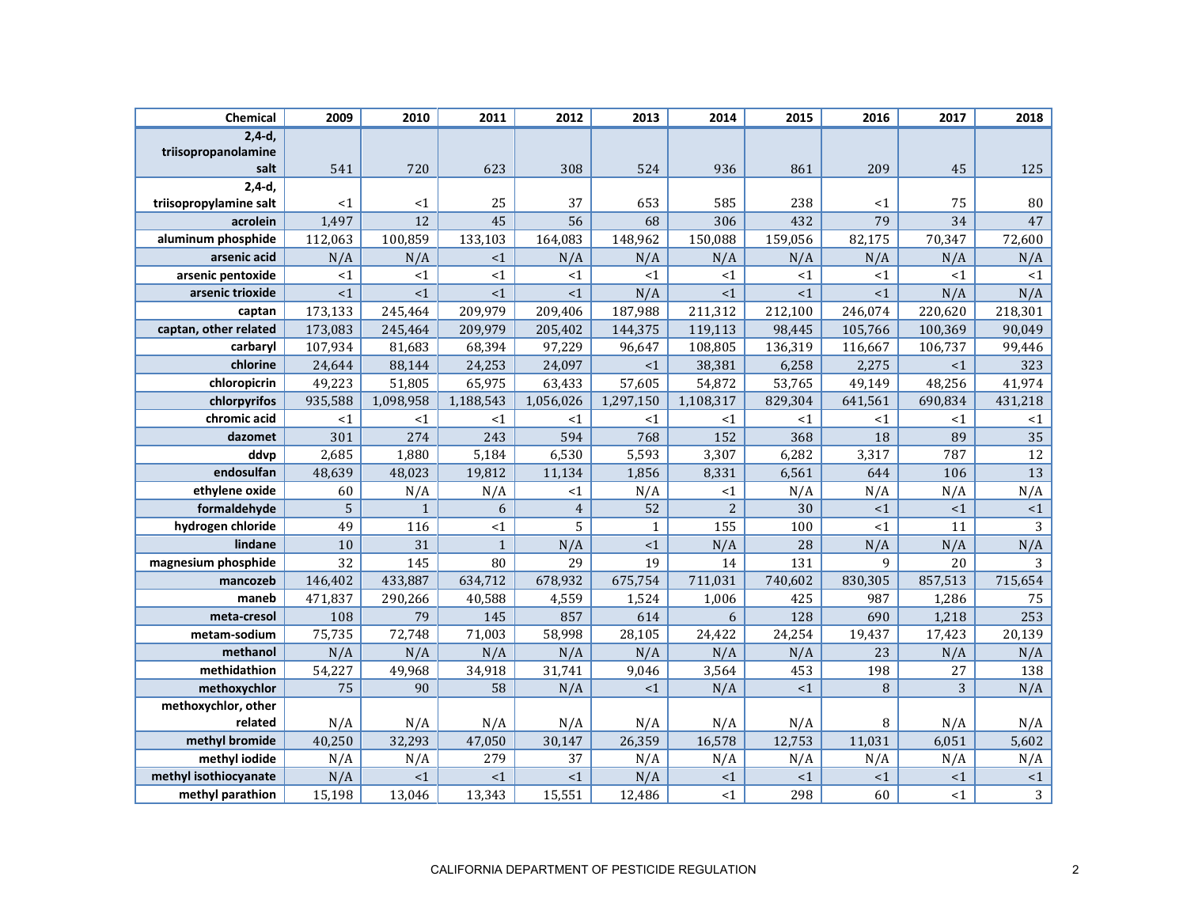| Chemical | 2009 | 2010 | 2011 | 2012 | 2013 | 2014 | 2015 | 2016 | 2017 | 2018 |
|---|---|---|---|---|---|---|---|---|---|---|
| 2,4-d, triisopropanolamine salt | 541 | 720 | 623 | 308 | 524 | 936 | 861 | 209 | 45 | 125 |
| 2,4-d, triisopropylamine salt | <1 | <1 | 25 | 37 | 653 | 585 | 238 | <1 | 75 | 80 |
| acrolein | 1,497 | 12 | 45 | 56 | 68 | 306 | 432 | 79 | 34 | 47 |
| aluminum phosphide | 112,063 | 100,859 | 133,103 | 164,083 | 148,962 | 150,088 | 159,056 | 82,175 | 70,347 | 72,600 |
| arsenic acid | N/A | N/A | <1 | N/A | N/A | N/A | N/A | N/A | N/A | N/A |
| arsenic pentoxide | <1 | <1 | <1 | <1 | <1 | <1 | <1 | <1 | <1 | <1 |
| arsenic trioxide | <1 | <1 | <1 | <1 | N/A | <1 | <1 | <1 | N/A | N/A |
| captan | 173,133 | 245,464 | 209,979 | 209,406 | 187,988 | 211,312 | 212,100 | 246,074 | 220,620 | 218,301 |
| captan, other related | 173,083 | 245,464 | 209,979 | 205,402 | 144,375 | 119,113 | 98,445 | 105,766 | 100,369 | 90,049 |
| carbaryl | 107,934 | 81,683 | 68,394 | 97,229 | 96,647 | 108,805 | 136,319 | 116,667 | 106,737 | 99,446 |
| chlorine | 24,644 | 88,144 | 24,253 | 24,097 | <1 | 38,381 | 6,258 | 2,275 | <1 | 323 |
| chloropicrin | 49,223 | 51,805 | 65,975 | 63,433 | 57,605 | 54,872 | 53,765 | 49,149 | 48,256 | 41,974 |
| chlorpyrifos | 935,588 | 1,098,958 | 1,188,543 | 1,056,026 | 1,297,150 | 1,108,317 | 829,304 | 641,561 | 690,834 | 431,218 |
| chromic acid | <1 | <1 | <1 | <1 | <1 | <1 | <1 | <1 | <1 | <1 |
| dazomet | 301 | 274 | 243 | 594 | 768 | 152 | 368 | 18 | 89 | 35 |
| ddvp | 2,685 | 1,880 | 5,184 | 6,530 | 5,593 | 3,307 | 6,282 | 3,317 | 787 | 12 |
| endosulfan | 48,639 | 48,023 | 19,812 | 11,134 | 1,856 | 8,331 | 6,561 | 644 | 106 | 13 |
| ethylene oxide | 60 | N/A | N/A | <1 | N/A | <1 | N/A | N/A | N/A | N/A |
| formaldehyde | 5 | 1 | 6 | 4 | 52 | 2 | 30 | <1 | <1 | <1 |
| hydrogen chloride | 49 | 116 | <1 | 5 | 1 | 155 | 100 | <1 | 11 | 3 |
| lindane | 10 | 31 | 1 | N/A | <1 | N/A | 28 | N/A | N/A | N/A |
| magnesium phosphide | 32 | 145 | 80 | 29 | 19 | 14 | 131 | 9 | 20 | 3 |
| mancozeb | 146,402 | 433,887 | 634,712 | 678,932 | 675,754 | 711,031 | 740,602 | 830,305 | 857,513 | 715,654 |
| maneb | 471,837 | 290,266 | 40,588 | 4,559 | 1,524 | 1,006 | 425 | 987 | 1,286 | 75 |
| meta-cresol | 108 | 79 | 145 | 857 | 614 | 6 | 128 | 690 | 1,218 | 253 |
| metam-sodium | 75,735 | 72,748 | 71,003 | 58,998 | 28,105 | 24,422 | 24,254 | 19,437 | 17,423 | 20,139 |
| methanol | N/A | N/A | N/A | N/A | N/A | N/A | N/A | 23 | N/A | N/A |
| methidathion | 54,227 | 49,968 | 34,918 | 31,741 | 9,046 | 3,564 | 453 | 198 | 27 | 138 |
| methoxychlor | 75 | 90 | 58 | N/A | <1 | N/A | <1 | 8 | 3 | N/A |
| methoxychlor, other related | N/A | N/A | N/A | N/A | N/A | N/A | N/A | 8 | N/A | N/A |
| methyl bromide | 40,250 | 32,293 | 47,050 | 30,147 | 26,359 | 16,578 | 12,753 | 11,031 | 6,051 | 5,602 |
| methyl iodide | N/A | N/A | 279 | 37 | N/A | N/A | N/A | N/A | N/A | N/A |
| methyl isothiocyanate | N/A | <1 | <1 | <1 | N/A | <1 | <1 | <1 | <1 | <1 |
| methyl parathion | 15,198 | 13,046 | 13,343 | 15,551 | 12,486 | <1 | 298 | 60 | <1 | 3 |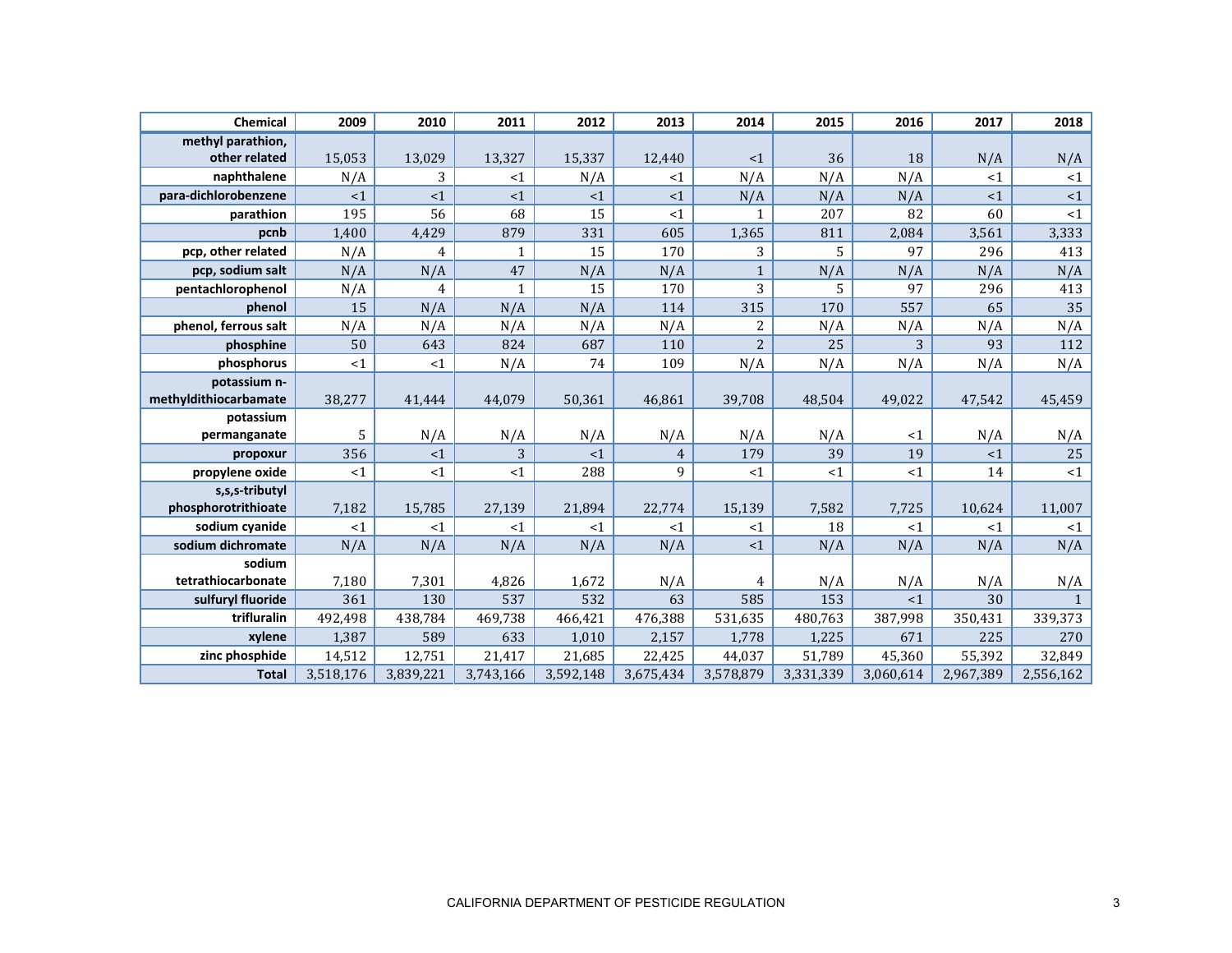| Chemical | 2009 | 2010 | 2011 | 2012 | 2013 | 2014 | 2015 | 2016 | 2017 | 2018 |
|---|---|---|---|---|---|---|---|---|---|---|
| methyl parathion, other related | 15,053 | 13,029 | 13,327 | 15,337 | 12,440 | <1 | 36 | 18 | N/A | N/A |
| naphthalene | N/A | 3 | <1 | N/A | <1 | N/A | N/A | N/A | <1 | <1 |
| para-dichlorobenzene | <1 | <1 | <1 | <1 | <1 | N/A | N/A | N/A | <1 | <1 |
| parathion | 195 | 56 | 68 | 15 | <1 | 1 | 207 | 82 | 60 | <1 |
| pcnb | 1,400 | 4,429 | 879 | 331 | 605 | 1,365 | 811 | 2,084 | 3,561 | 3,333 |
| pcp, other related | N/A | 4 | 1 | 15 | 170 | 3 | 5 | 97 | 296 | 413 |
| pcp, sodium salt | N/A | N/A | 47 | N/A | N/A | 1 | N/A | N/A | N/A | N/A |
| pentachlorophenol | N/A | 4 | 1 | 15 | 170 | 3 | 5 | 97 | 296 | 413 |
| phenol | 15 | N/A | N/A | N/A | 114 | 315 | 170 | 557 | 65 | 35 |
| phenol, ferrous salt | N/A | N/A | N/A | N/A | N/A | 2 | N/A | N/A | N/A | N/A |
| phosphine | 50 | 643 | 824 | 687 | 110 | 2 | 25 | 3 | 93 | 112 |
| phosphorus | <1 | <1 | N/A | 74 | 109 | N/A | N/A | N/A | N/A | N/A |
| potassium n-methyldithiocarbamate | 38,277 | 41,444 | 44,079 | 50,361 | 46,861 | 39,708 | 48,504 | 49,022 | 47,542 | 45,459 |
| potassium permanganate | 5 | N/A | N/A | N/A | N/A | N/A | N/A | <1 | N/A | N/A |
| propoxur | 356 | <1 | 3 | <1 | 4 | 179 | 39 | 19 | <1 | 25 |
| propylene oxide | <1 | <1 | <1 | 288 | 9 | <1 | <1 | <1 | 14 | <1 |
| s,s,s-tributyl phosphorotrithioate | 7,182 | 15,785 | 27,139 | 21,894 | 22,774 | 15,139 | 7,582 | 7,725 | 10,624 | 11,007 |
| sodium cyanide | <1 | <1 | <1 | <1 | <1 | <1 | 18 | <1 | <1 | <1 |
| sodium dichromate | N/A | N/A | N/A | N/A | N/A | <1 | N/A | N/A | N/A | N/A |
| sodium tetrathiocarbonate | 7,180 | 7,301 | 4,826 | 1,672 | N/A | 4 | N/A | N/A | N/A | N/A |
| sulfuryl fluoride | 361 | 130 | 537 | 532 | 63 | 585 | 153 | <1 | 30 | 1 |
| trifluralin | 492,498 | 438,784 | 469,738 | 466,421 | 476,388 | 531,635 | 480,763 | 387,998 | 350,431 | 339,373 |
| xylene | 1,387 | 589 | 633 | 1,010 | 2,157 | 1,778 | 1,225 | 671 | 225 | 270 |
| zinc phosphide | 14,512 | 12,751 | 21,417 | 21,685 | 22,425 | 44,037 | 51,789 | 45,360 | 55,392 | 32,849 |
| Total | 3,518,176 | 3,839,221 | 3,743,166 | 3,592,148 | 3,675,434 | 3,578,879 | 3,331,339 | 3,060,614 | 2,967,389 | 2,556,162 |